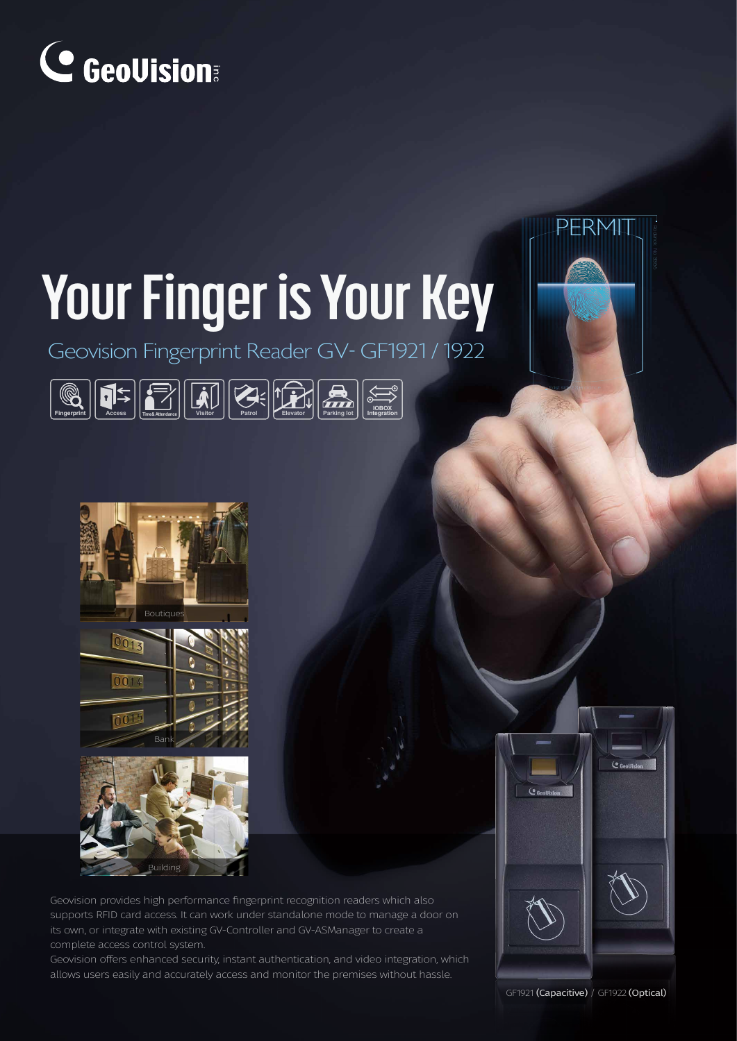# Your Finger is Your Key

## Geovision Fingerprint Reader GV- GF1921 / 1922

Fingerprint | Access | Time& Attendance | Visitor | Patrol | Elevator | Parking lot | IOBOX Integration

Boutiques

Bank

Building

Geovision provides high performance fingerprint recognition readers which also supports RFID card access. It can work under standalone mode to manage a door on its own, or integrate with existing GV-Controller and GV-ASManager to create a complete access control system.

Geovision offers enhanced security, instant authentication, and video integration, which allows users easily and accurately access and monitor the premises without hassle.

GF1921 **(Capacitive)** / GF1922 **(Optical)**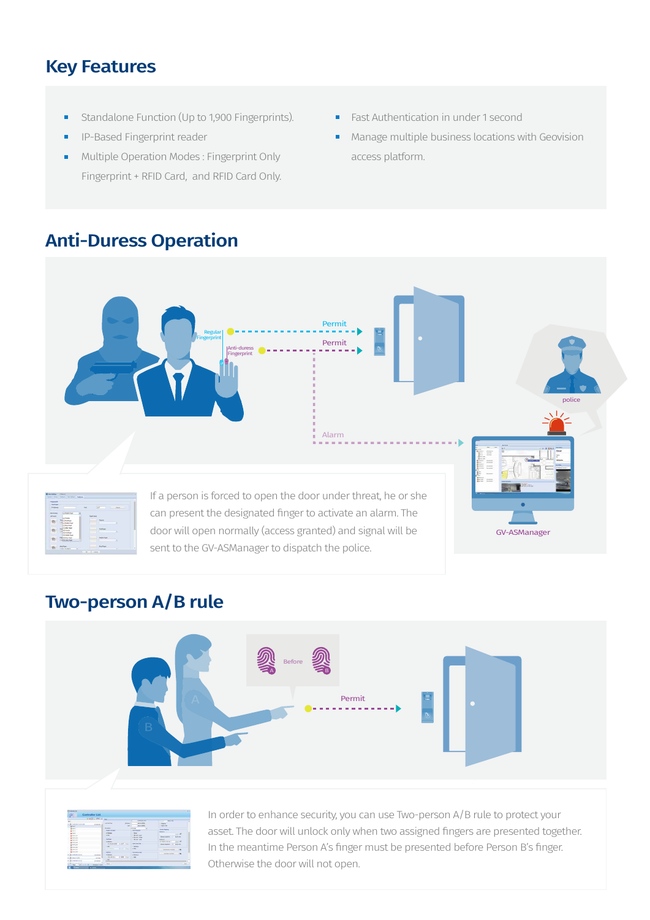# Key Features

- Standalone Function (Up to 1,900 Fingerprints).
- IP-Based Fingerprint reader
- Multiple Operation Modes : Fingerprint Only Fingerprint + RFID Card, and RFID Card Only.
- Fast Authentication in under 1 second
- Manage multiple business locations with Geovision access platform.

# Anti-Duress Operation

Regular Fingerprint

Permit

Anti-duress Fingerprint

Permit

Alarm

police

GV-ASManager

If a person is forced to open the door under threat, he or she can present the designated finger to activate an alarm. The door will open normally (access granted) and signal will be sent to the GV-ASManager to dispatch the police.

# Two-person A/B rule

Before

Permit

In order to enhance security, you can use Two-person A/B rule to protect your asset. The door will unlock only when two assigned fingers are presented together. In the meantime Person A's finger must be presented before Person B's finger. Otherwise the door will not open.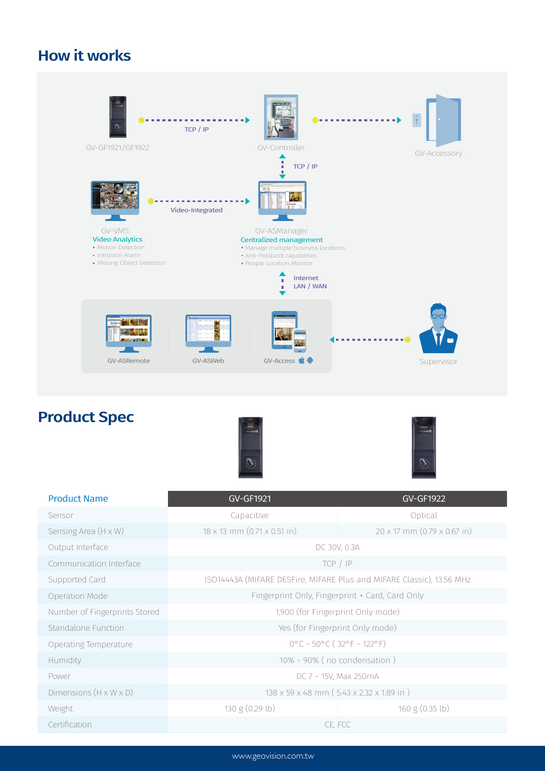## How it works

GV-GF1921/GF1922

TCP / IP

GV-Controller

GV-Accessory

TCP / IP

GV-VMS

Video-Integrated

GV-ASManager

**Video Analytics**

- Motion Detection
- Intrusion Alarm
- Missing Object Detection

**Centralized management**

- Manage multiple business locations
- Anti-Passback capabilities
- People Location Monitor

Internet
LAN / WAN

GV-ASRemote

GV-ASWeb

GV-Access

Supervisor

## Product Spec

| Product Name | GV-GF1921 | GV-GF1922 |
|---|---|---|
| Sensor | Capacitive | Optical |
| Sensing Area (H x W) | 18 x 13 mm (0.71 x 0.51 in) | 20 x 17 mm (0.79 x 0.67 in) |
| Output Interface | DC 30V, 0.3A | |
| Communication Interface | TCP / IP | |
| Supported Card | ISO14443A (MIFARE DESFire, MIFARE Plus and MIFARE Classic), 13.56 MHz | |
| Operation Mode | Fingerprint Only, Fingerprint + Card, Card Only | |
| Number of Fingerprints Stored | 1,900 (for Fingerprint Only mode) | |
| Standalone Function | Yes (for Fingerprint Only mode) | |
| Operating Temperature | 0°C ~ 50°C ( 32°F ~ 122°F) | |
| Humidity | 10% ~ 90% ( no condensation ) | |
| Power | DC 7 ~ 15V, Max 250mA | |
| Dimensions (H x W x D) | 138 x 59 x 48 mm ( 5.43 x 2.32 x 1.89 in ) | |
| Weight | 130 g (0.29 lb) | 160 g (0.35 lb) |
| Certification | CE, FCC | |

www.geovision.com.tw